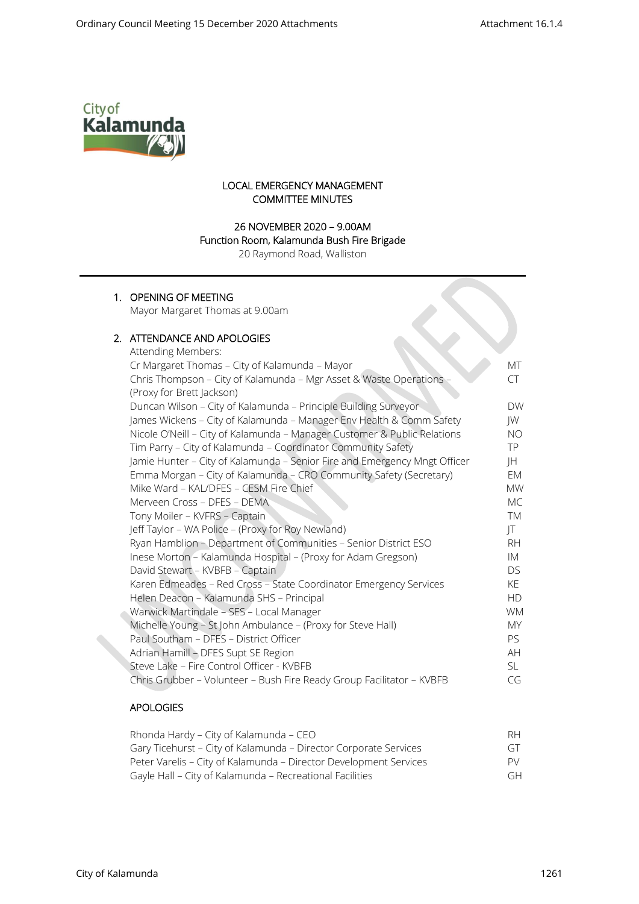LOCAL EMERGENCY MANAGEMENT COMMITTEE MINUTES

26 NOVEMBER 2020 – 9.00AM
Function Room, Kalamunda Bush Fire Brigade
20 Raymond Road, Walliston

## 1. OPENING OF MEETING

Mayor Margaret Thomas at 9.00am

## 2. ATTENDANCE AND APOLOGIES

Attending Members:

| | |
|---|---|
| Cr Margaret Thomas – City of Kalamunda – Mayor | MT |
| Chris Thompson – City of Kalamunda – Mgr Asset & Waste Operations – (Proxy for Brett Jackson) | CT |
| Duncan Wilson – City of Kalamunda – Principle Building Surveyor | DW |
| James Wickens – City of Kalamunda – Manager Env Health & Comm Safety | JW |
| Nicole O'Neill – City of Kalamunda – Manager Customer & Public Relations | NO |
| Tim Parry – City of Kalamunda – Coordinator Community Safety | TP |
| Jamie Hunter – City of Kalamunda – Senior Fire and Emergency Mngt Officer | JH |
| Emma Morgan – City of Kalamunda – CRO Community Safety (Secretary) | EM |
| Mike Ward – KAL/DFES – CESM Fire Chief | MW |
| Merveen Cross – DFES – DEMA | MC |
| Tony Moiler – KVFRS – Captain | TM |
| Jeff Taylor – WA Police – (Proxy for Roy Newland) | JT |
| Ryan Hamblion – Department of Communities – Senior District ESO | RH |
| Inese Morton – Kalamunda Hospital – (Proxy for Adam Gregson) | IM |
| David Stewart – KVBFB – Captain | DS |
| Karen Edmeades – Red Cross – State Coordinator Emergency Services | KE |
| Helen Deacon – Kalamunda SHS – Principal | HD |
| Warwick Martindale – SES – Local Manager | WM |
| Michelle Young – St John Ambulance – (Proxy for Steve Hall) | MY |
| Paul Southam – DFES – District Officer | PS |
| Adrian Hamill – DFES Supt SE Region | AH |
| Steve Lake – Fire Control Officer - KVBFB | SL |
| Chris Grubber – Volunteer – Bush Fire Ready Group Facilitator – KVBFB | CG |

APOLOGIES

| | |
|---|---|
| Rhonda Hardy – City of Kalamunda – CEO | RH |
| Gary Ticehurst – City of Kalamunda – Director Corporate Services | GT |
| Peter Varelis – City of Kalamunda – Director Development Services | PV |
| Gayle Hall – City of Kalamunda – Recreational Facilities | GH |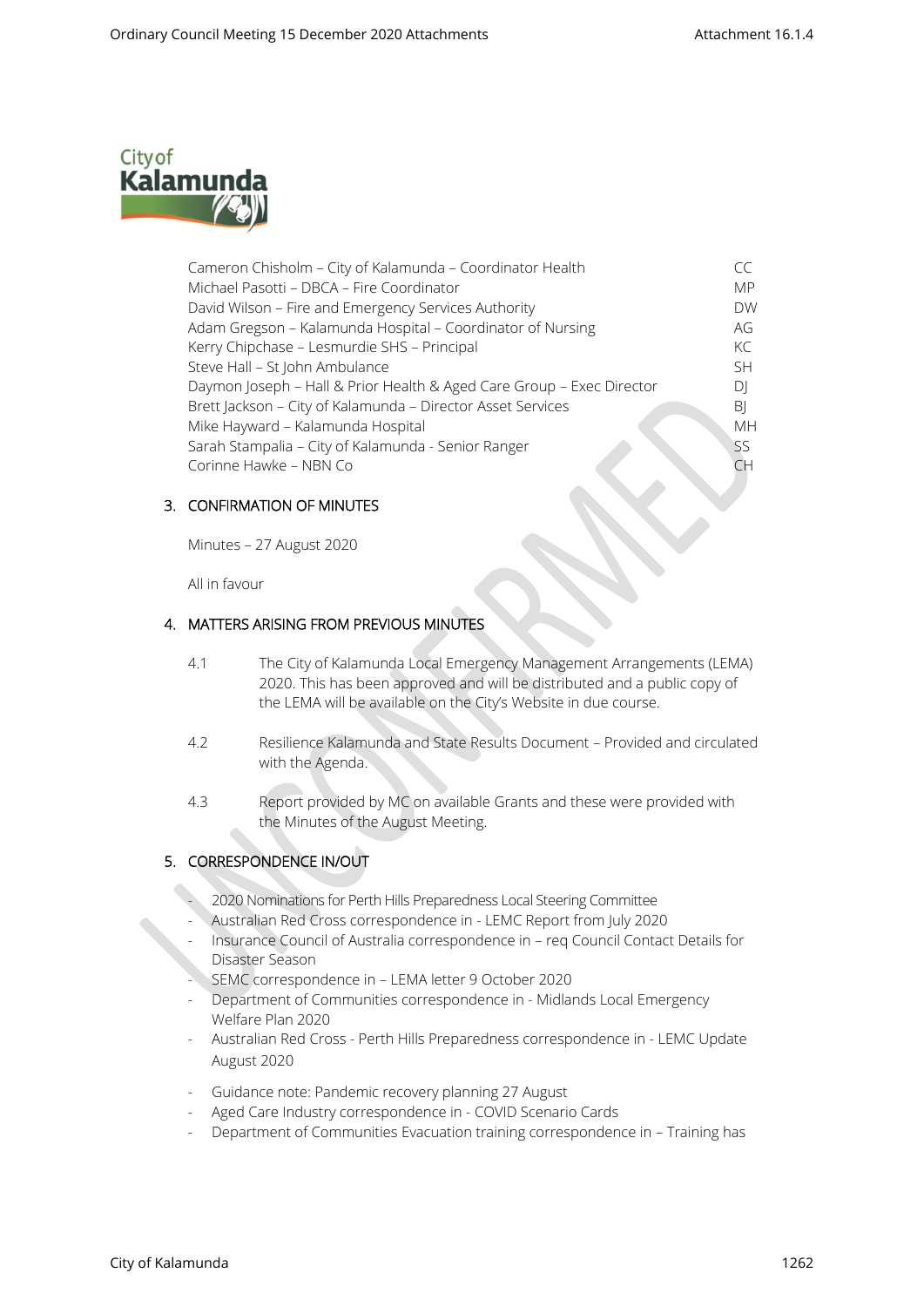| | |
|---|---|
| Cameron Chisholm – City of Kalamunda – Coordinator Health | CC |
| Michael Pasotti – DBCA – Fire Coordinator | MP |
| David Wilson – Fire and Emergency Services Authority | DW |
| Adam Gregson – Kalamunda Hospital – Coordinator of Nursing | AG |
| Kerry Chipchase – Lesmurdie SHS – Principal | KC |
| Steve Hall – St John Ambulance | SH |
| Daymon Joseph – Hall & Prior Health & Aged Care Group – Exec Director | DJ |
| Brett Jackson – City of Kalamunda – Director Asset Services | BJ |
| Mike Hayward – Kalamunda Hospital | MH |
| Sarah Stampalia – City of Kalamunda - Senior Ranger | SS |
| Corinne Hawke – NBN Co | CH |

## 3. CONFIRMATION OF MINUTES

Minutes – 27 August 2020

All in favour

## 4. MATTERS ARISING FROM PREVIOUS MINUTES

4.1 The City of Kalamunda Local Emergency Management Arrangements (LEMA) 2020. This has been approved and will be distributed and a public copy of the LEMA will be available on the City's Website in due course.

4.2 Resilience Kalamunda and State Results Document – Provided and circulated with the Agenda.

4.3 Report provided by MC on available Grants and these were provided with the Minutes of the August Meeting.

## 5. CORRESPONDENCE IN/OUT

- 2020 Nominations for Perth Hills Preparedness Local Steering Committee
- Australian Red Cross correspondence in - LEMC Report from July 2020
- Insurance Council of Australia correspondence in – req Council Contact Details for Disaster Season
- SEMC correspondence in – LEMA letter 9 October 2020
- Department of Communities correspondence in - Midlands Local Emergency Welfare Plan 2020
- Australian Red Cross - Perth Hills Preparedness correspondence in - LEMC Update August 2020
- Guidance note: Pandemic recovery planning 27 August
- Aged Care Industry correspondence in - COVID Scenario Cards
- Department of Communities Evacuation training correspondence in – Training has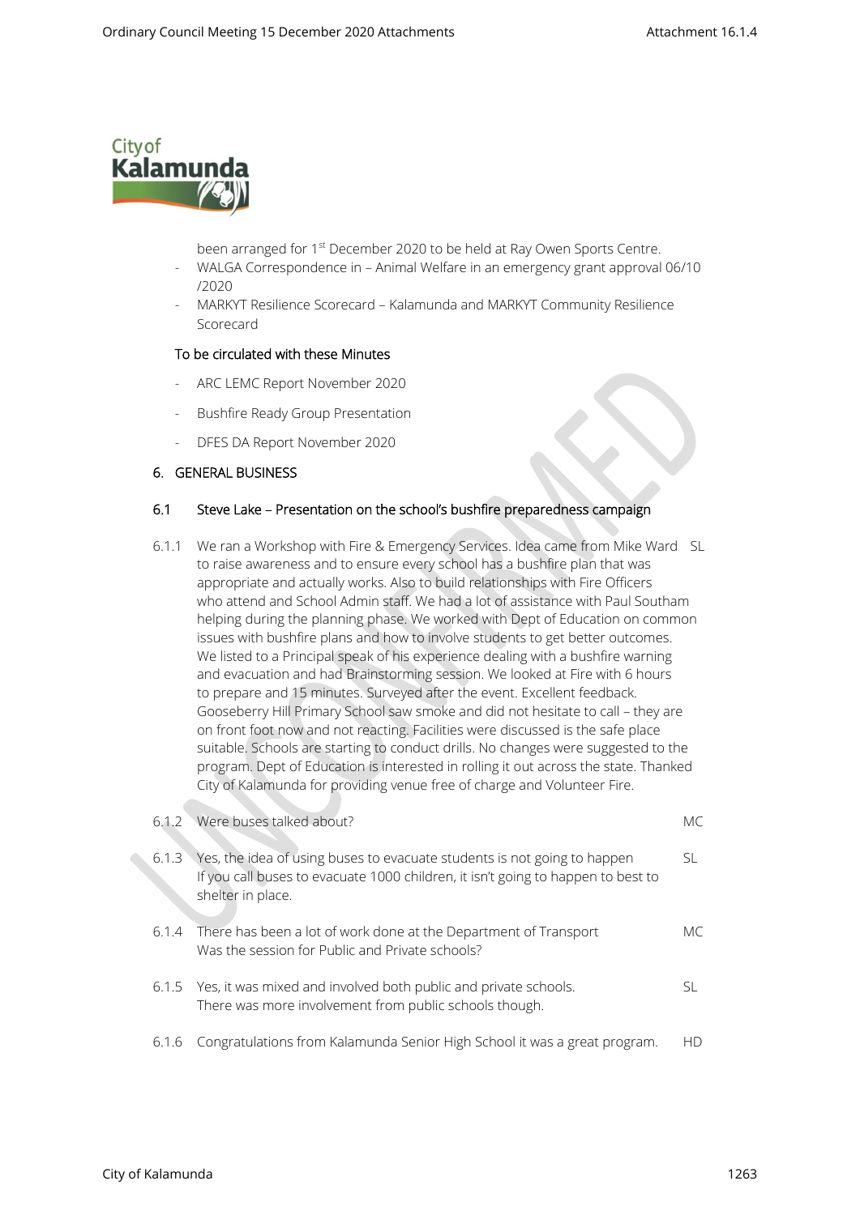been arranged for 1st December 2020 to be held at Ray Owen Sports Centre.

- WALGA Correspondence in – Animal Welfare in an emergency grant approval 06/10 /2020
- MARKYT Resilience Scorecard – Kalamunda and MARKYT Community Resilience Scorecard

To be circulated with these Minutes

- ARC LEMC Report November 2020
- Bushfire Ready Group Presentation
- DFES DA Report November 2020

## 6. GENERAL BUSINESS

### 6.1 Steve Lake – Presentation on the school's bushfire preparedness campaign

| | | |
|---|---|---|
| 6.1.1 | We ran a Workshop with Fire & Emergency Services. Idea came from Mike Ward to raise awareness and to ensure every school has a bushfire plan that was appropriate and actually works. Also to build relationships with Fire Officers who attend and School Admin staff. We had a lot of assistance with Paul Southam helping during the planning phase. We worked with Dept of Education on common issues with bushfire plans and how to involve students to get better outcomes. We listed to a Principal speak of his experience dealing with a bushfire warning and evacuation and had Brainstorming session. We looked at Fire with 6 hours to prepare and 15 minutes. Surveyed after the event. Excellent feedback. Gooseberry Hill Primary School saw smoke and did not hesitate to call – they are on front foot now and not reacting. Facilities were discussed is the safe place suitable. Schools are starting to conduct drills. No changes were suggested to the program. Dept of Education is interested in rolling it out across the state. Thanked City of Kalamunda for providing venue free of charge and Volunteer Fire. | SL |
| 6.1.2 | Were buses talked about? | MC |
| 6.1.3 | Yes, the idea of using buses to evacuate students is not going to happen If you call buses to evacuate 1000 children, it isn't going to happen to best to shelter in place. | SL |
| 6.1.4 | There has been a lot of work done at the Department of Transport Was the session for Public and Private schools? | MC |
| 6.1.5 | Yes, it was mixed and involved both public and private schools. There was more involvement from public schools though. | SL |
| 6.1.6 | Congratulations from Kalamunda Senior High School it was a great program. | HD |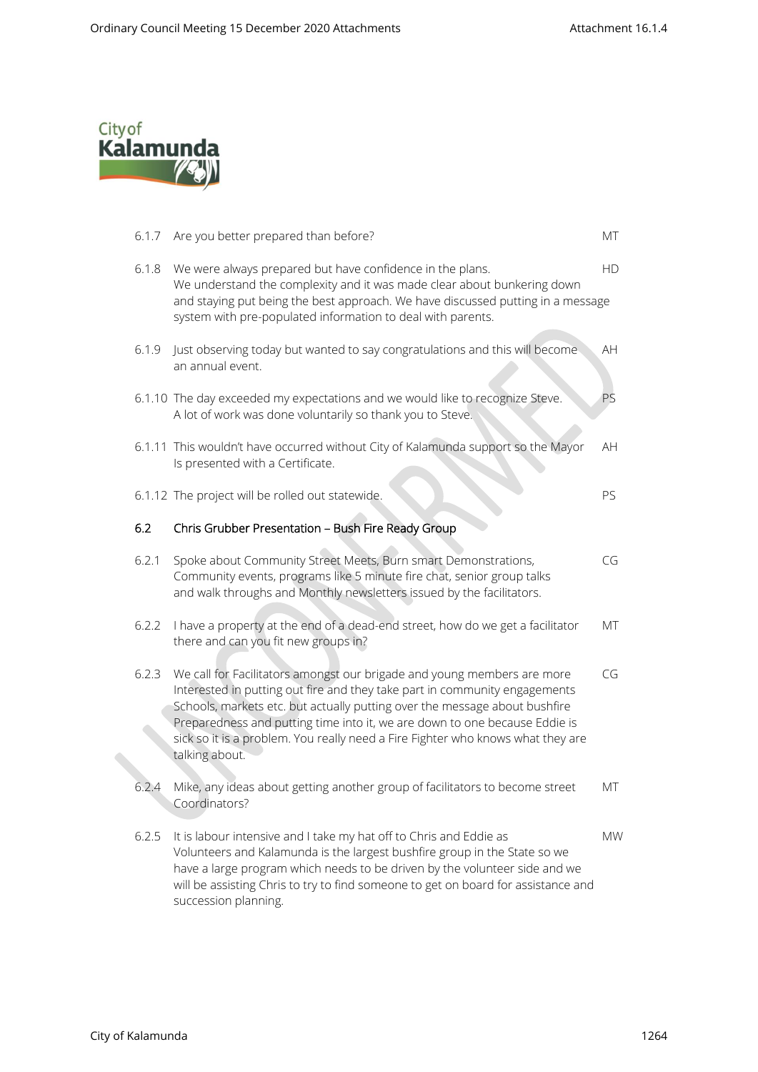| | | |
|---|---|---|
| 6.1.7 | Are you better prepared than before? | MT |
| 6.1.8 | We were always prepared but have confidence in the plans. We understand the complexity and it was made clear about bunkering down and staying put being the best approach. We have discussed putting in a message system with pre-populated information to deal with parents. | HD |
| 6.1.9 | Just observing today but wanted to say congratulations and this will become an annual event. | AH |
| 6.1.10 | The day exceeded my expectations and we would like to recognize Steve. A lot of work was done voluntarily so thank you to Steve. | PS |
| 6.1.11 | This wouldn't have occurred without City of Kalamunda support so the Mayor Is presented with a Certificate. | AH |
| 6.1.12 | The project will be rolled out statewide. | PS |

## 6.2 Chris Grubber Presentation – Bush Fire Ready Group

| | | |
|---|---|---|
| 6.2.1 | Spoke about Community Street Meets, Burn smart Demonstrations, Community events, programs like 5 minute fire chat, senior group talks and walk throughs and Monthly newsletters issued by the facilitators. | CG |
| 6.2.2 | I have a property at the end of a dead-end street, how do we get a facilitator there and can you fit new groups in? | MT |
| 6.2.3 | We call for Facilitators amongst our brigade and young members are more Interested in putting out fire and they take part in community engagements Schools, markets etc. but actually putting over the message about bushfire Preparedness and putting time into it, we are down to one because Eddie is sick so it is a problem. You really need a Fire Fighter who knows what they are talking about. | CG |
| 6.2.4 | Mike, any ideas about getting another group of facilitators to become street Coordinators? | MT |
| 6.2.5 | It is labour intensive and I take my hat off to Chris and Eddie as Volunteers and Kalamunda is the largest bushfire group in the State so we have a large program which needs to be driven by the volunteer side and we will be assisting Chris to try to find someone to get on board for assistance and succession planning. | MW |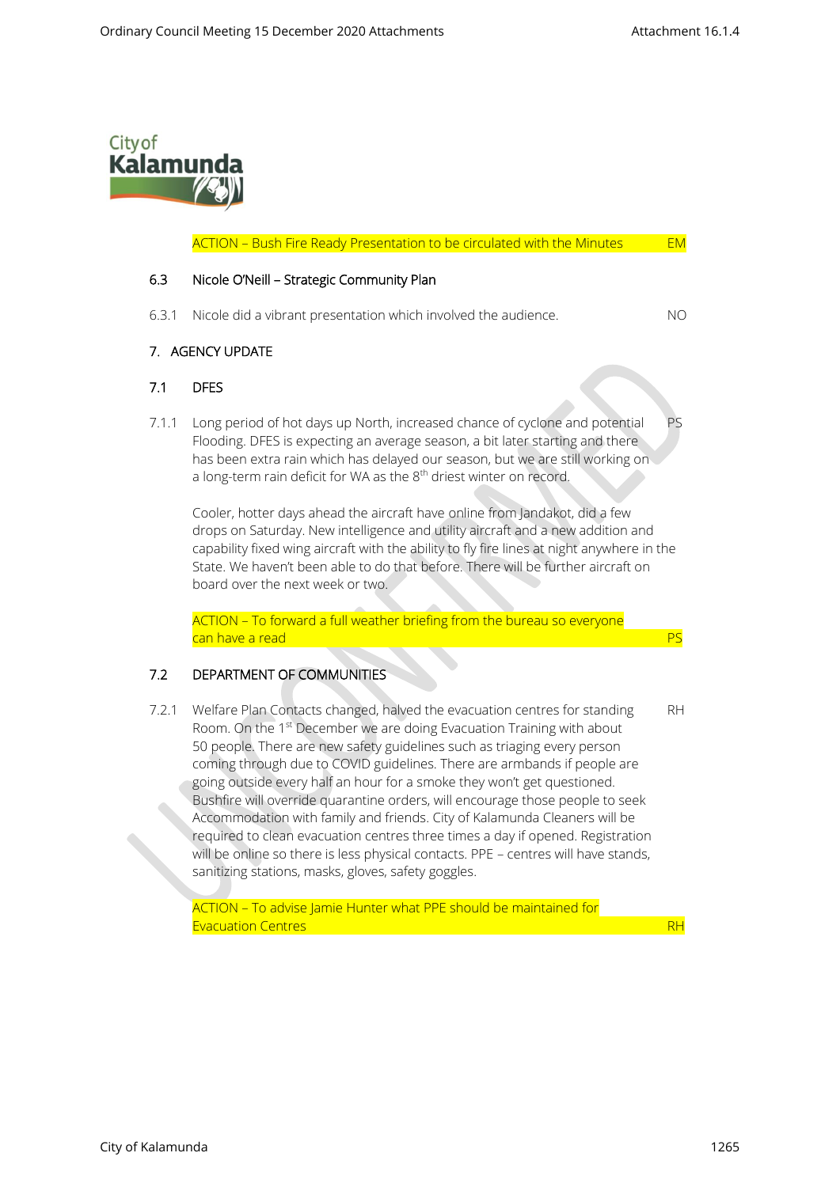ACTION – Bush Fire Ready Presentation to be circulated with the Minutes EM

6.3 Nicole O'Neill – Strategic Community Plan

6.3.1 Nicole did a vibrant presentation which involved the audience. NO

7. AGENCY UPDATE

7.1 DFES

7.1.1 Long period of hot days up North, increased chance of cyclone and potential Flooding. DFES is expecting an average season, a bit later starting and there has been extra rain which has delayed our season, but we are still working on a long-term rain deficit for WA as the 8th driest winter on record. PS

Cooler, hotter days ahead the aircraft have online from Jandakot, did a few drops on Saturday. New intelligence and utility aircraft and a new addition and capability fixed wing aircraft with the ability to fly fire lines at night anywhere in the State. We haven't been able to do that before. There will be further aircraft on board over the next week or two.

ACTION – To forward a full weather briefing from the bureau so everyone can have a read PS

7.2 DEPARTMENT OF COMMUNITIES

7.2.1 Welfare Plan Contacts changed, halved the evacuation centres for standing Room. On the 1st December we are doing Evacuation Training with about 50 people. There are new safety guidelines such as triaging every person coming through due to COVID guidelines. There are armbands if people are going outside every half an hour for a smoke they won't get questioned. Bushfire will override quarantine orders, will encourage those people to seek Accommodation with family and friends. City of Kalamunda Cleaners will be required to clean evacuation centres three times a day if opened. Registration will be online so there is less physical contacts. PPE – centres will have stands, sanitizing stations, masks, gloves, safety goggles. RH

ACTION – To advise Jamie Hunter what PPE should be maintained for Evacuation Centres RH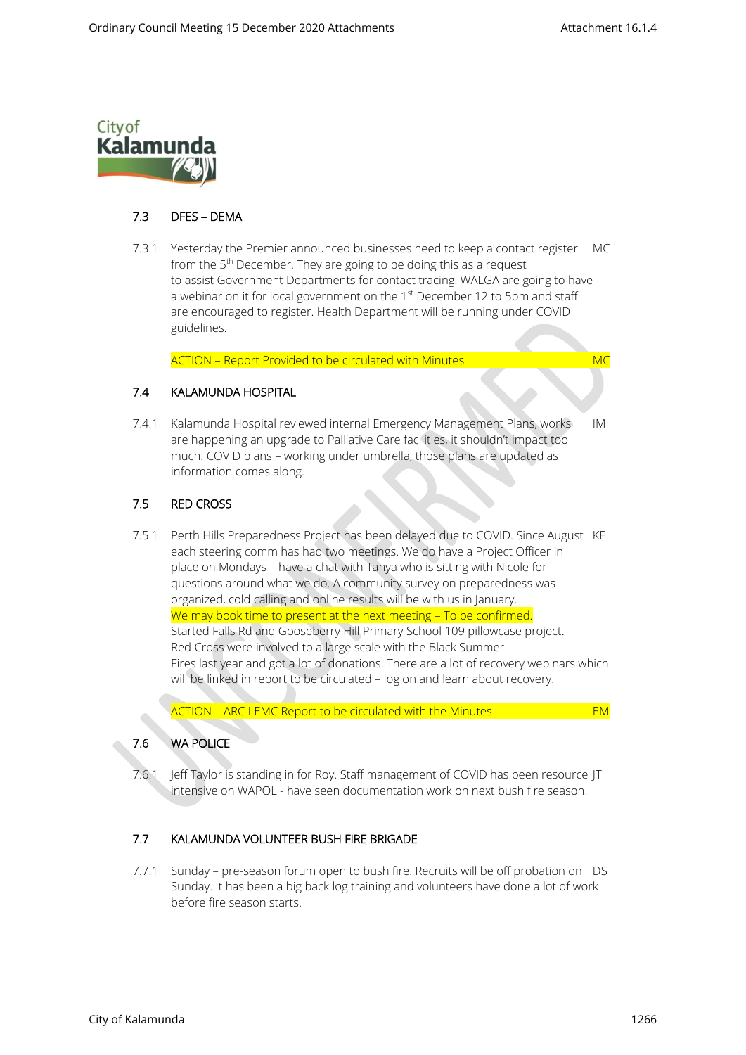## 7.3 DFES – DEMA

7.3.1 Yesterday the Premier announced businesses need to keep a contact register from the 5th December. They are going to be doing this as a request to assist Government Departments for contact tracing. WALGA are going to have a webinar on it for local government on the 1st December 12 to 5pm and staff are encouraged to register. Health Department will be running under COVID guidelines. — MC

ACTION – Report Provided to be circulated with Minutes — MC

## 7.4 KALAMUNDA HOSPITAL

7.4.1 Kalamunda Hospital reviewed internal Emergency Management Plans, works are happening an upgrade to Palliative Care facilities, it shouldn't impact too much. COVID plans – working under umbrella, those plans are updated as information comes along. — IM

## 7.5 RED CROSS

7.5.1 Perth Hills Preparedness Project has been delayed due to COVID. Since August each steering comm has had two meetings. We do have a Project Officer in place on Mondays – have a chat with Tanya who is sitting with Nicole for questions around what we do. A community survey on preparedness was organized, cold calling and online results will be with us in January. We may book time to present at the next meeting – To be confirmed. Started Falls Rd and Gooseberry Hill Primary School 109 pillowcase project. Red Cross were involved to a large scale with the Black Summer Fires last year and got a lot of donations. There are a lot of recovery webinars which will be linked in report to be circulated – log on and learn about recovery. — KE

ACTION – ARC LEMC Report to be circulated with the Minutes — EM

## 7.6 WA POLICE

7.6.1 Jeff Taylor is standing in for Roy. Staff management of COVID has been resource intensive on WAPOL - have seen documentation work on next bush fire season. — JT

## 7.7 KALAMUNDA VOLUNTEER BUSH FIRE BRIGADE

7.7.1 Sunday – pre-season forum open to bush fire. Recruits will be off probation on Sunday. It has been a big back log training and volunteers have done a lot of work before fire season starts. — DS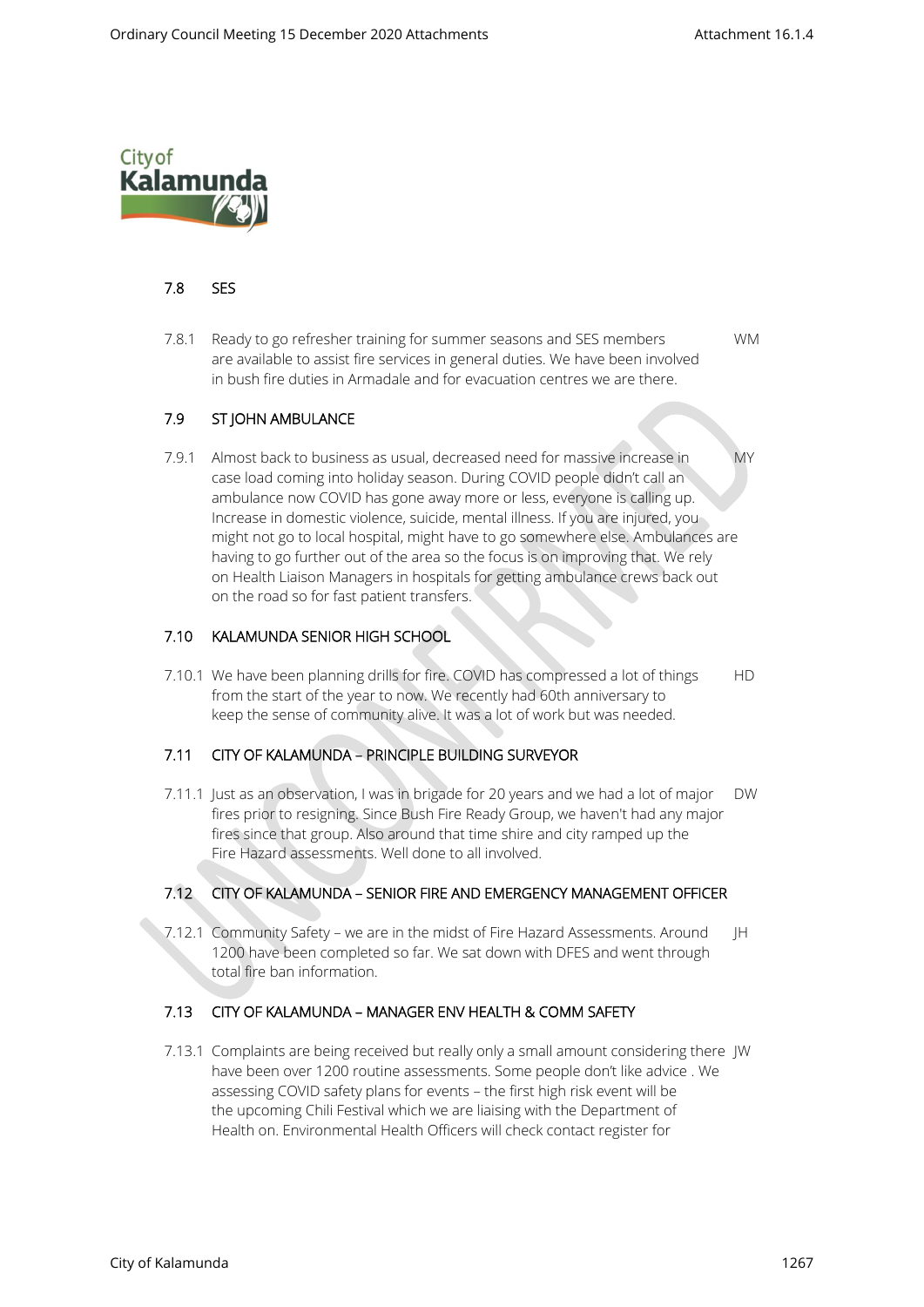## 7.8 SES

7.8.1 Ready to go refresher training for summer seasons and SES members are available to assist fire services in general duties. We have been involved in bush fire duties in Armadale and for evacuation centres we are there. — WM

## 7.9 ST JOHN AMBULANCE

7.9.1 Almost back to business as usual, decreased need for massive increase in case load coming into holiday season. During COVID people didn't call an ambulance now COVID has gone away more or less, everyone is calling up. Increase in domestic violence, suicide, mental illness. If you are injured, you might not go to local hospital, might have to go somewhere else. Ambulances are having to go further out of the area so the focus is on improving that. We rely on Health Liaison Managers in hospitals for getting ambulance crews back out on the road so for fast patient transfers. — MY

## 7.10 KALAMUNDA SENIOR HIGH SCHOOL

7.10.1 We have been planning drills for fire. COVID has compressed a lot of things from the start of the year to now. We recently had 60th anniversary to keep the sense of community alive. It was a lot of work but was needed. — HD

## 7.11 CITY OF KALAMUNDA – PRINCIPLE BUILDING SURVEYOR

7.11.1 Just as an observation, I was in brigade for 20 years and we had a lot of major fires prior to resigning. Since Bush Fire Ready Group, we haven't had any major fires since that group. Also around that time shire and city ramped up the Fire Hazard assessments. Well done to all involved. — DW

## 7.12 CITY OF KALAMUNDA – SENIOR FIRE AND EMERGENCY MANAGEMENT OFFICER

7.12.1 Community Safety – we are in the midst of Fire Hazard Assessments. Around 1200 have been completed so far. We sat down with DFES and went through total fire ban information. — JH

## 7.13 CITY OF KALAMUNDA – MANAGER ENV HEALTH & COMM SAFETY

7.13.1 Complaints are being received but really only a small amount considering there have been over 1200 routine assessments. Some people don't like advice . We assessing COVID safety plans for events – the first high risk event will be the upcoming Chili Festival which we are liaising with the Department of Health on. Environmental Health Officers will check contact register for — JW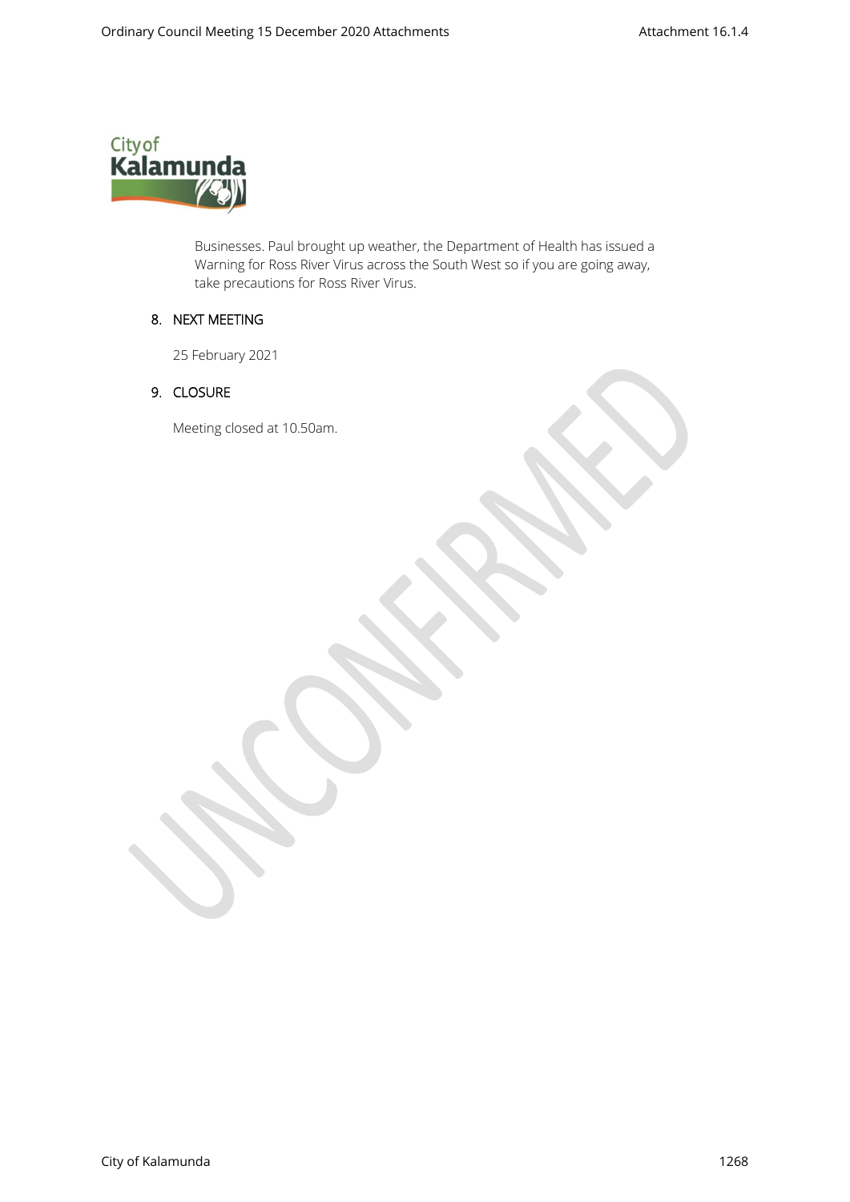Businesses. Paul brought up weather, the Department of Health has issued a Warning for Ross River Virus across the South West so if you are going away, take precautions for Ross River Virus.

## 8. NEXT MEETING

25 February 2021

## 9. CLOSURE

Meeting closed at 10.50am.